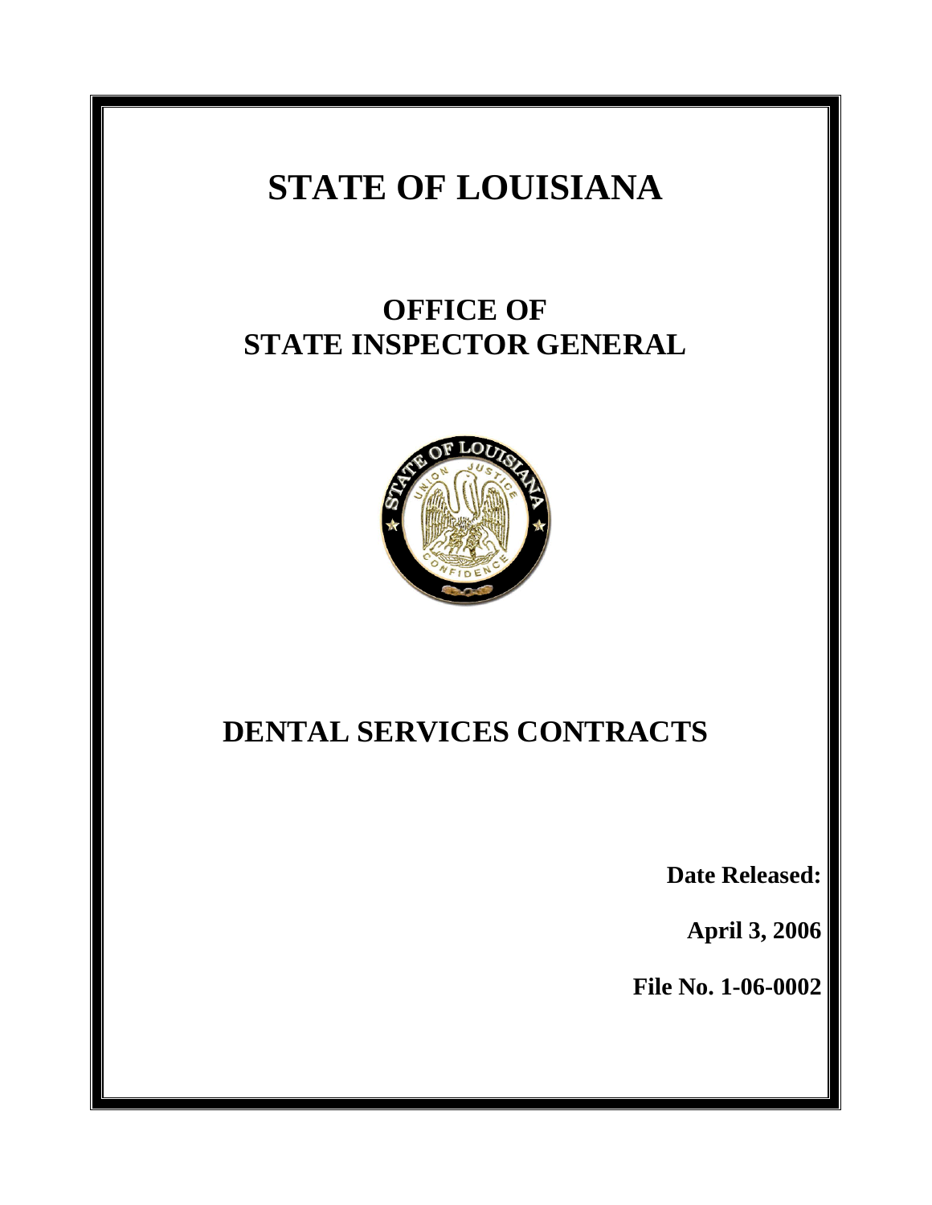# STATE OF LOUISIANA

## OFFICE OF STATE INSPECTOR GENERAL

# DENTAL SERVICES CONTRACTS

**Date Released:**

**April 3, 2006**

**File No. 1-06-0002**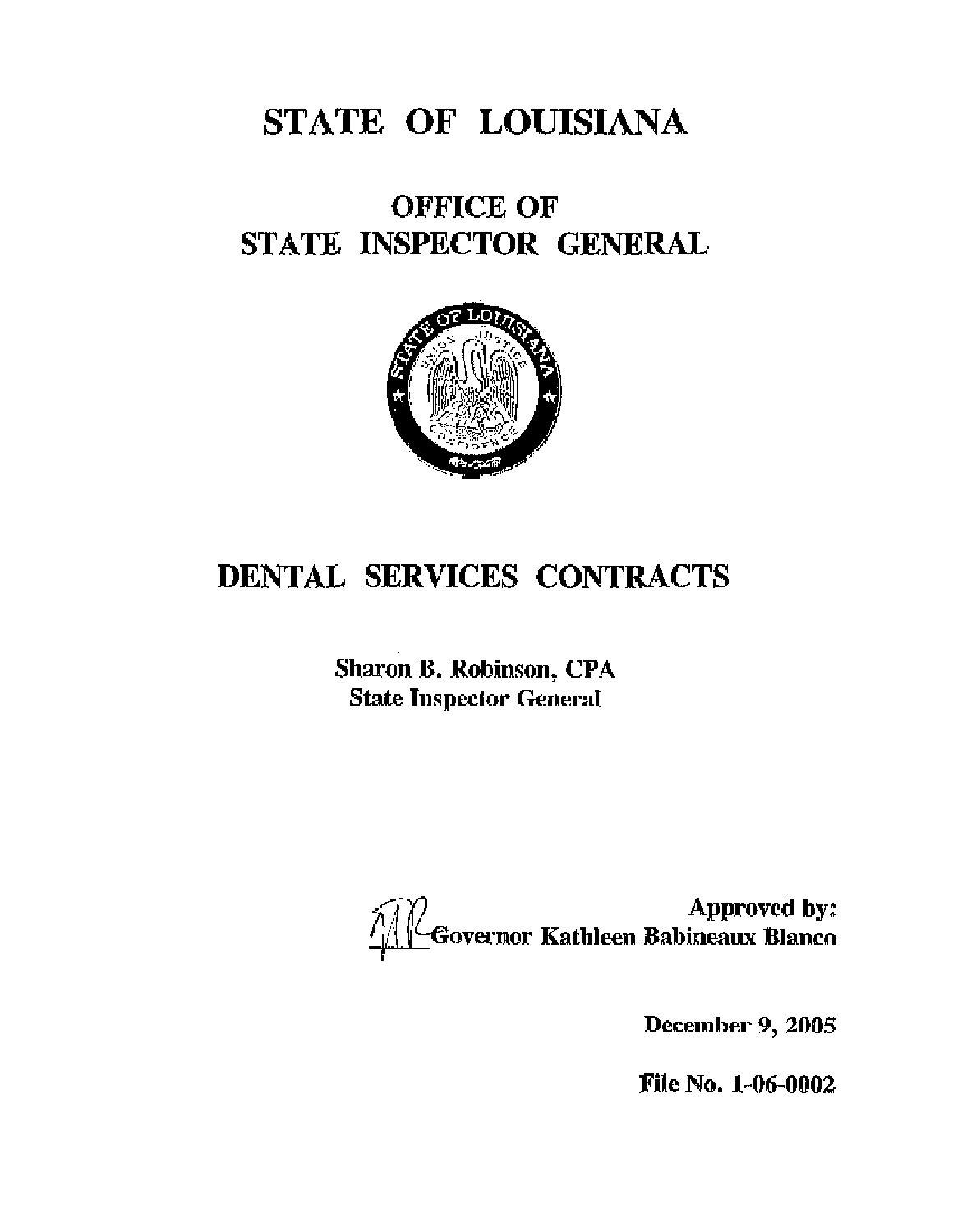# STATE OF LOUISIANA

## OFFICE OF STATE INSPECTOR GENERAL

# DENTAL SERVICES CONTRACTS

**Sharon B. Robinson, CPA**
**State Inspector General**

**Approved by:**
**Governor Kathleen Babineaux Blanco**

**December 9, 2005**

**File No. 1-06-0002**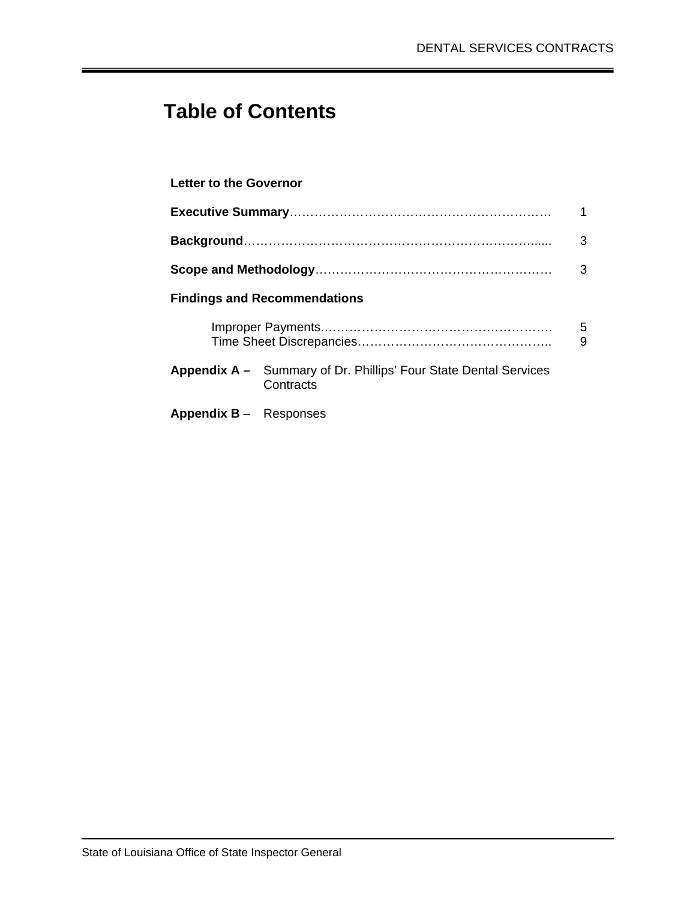# Table of Contents

**Letter to the Governor**

**Executive Summary**………………………………………………………… 1

**Background**……………………………………………………………...... 3

**Scope and Methodology**……………………………………………………… 3

**Findings and Recommendations**

- Improper Payments…………………………………………………. 5
- Time Sheet Discrepancies……………………………………….. 9

**Appendix A –** Summary of Dr. Phillips' Four State Dental Services Contracts

**Appendix B** – Responses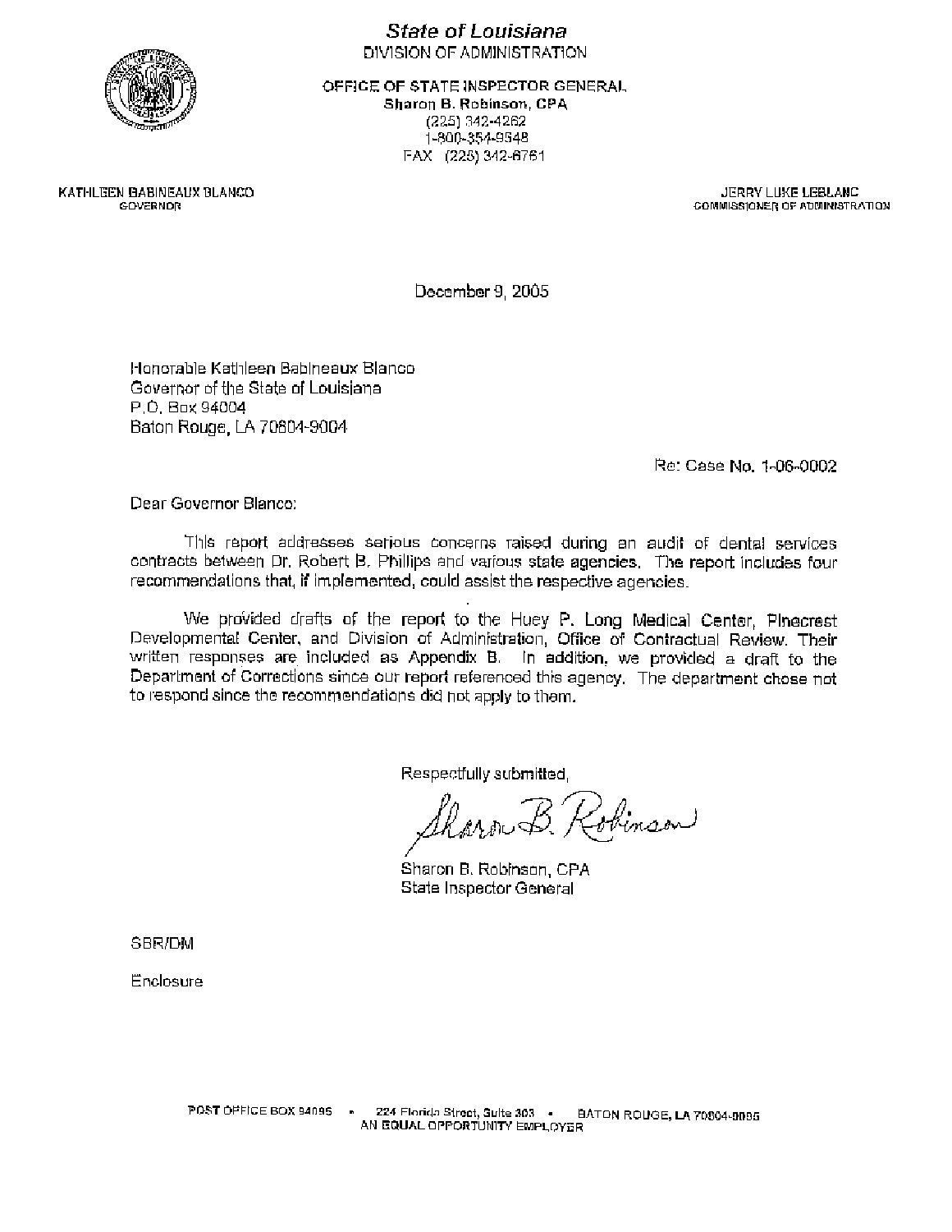*State of Louisiana*
DIVISION OF ADMINISTRATION

OFFICE OF STATE INSPECTOR GENERAL
**Sharon B. Robinson, CPA**
(225) 342-4262
1-800-354-9548
FAX (225) 342-6761

KATHLEEN BABINEAUX BLANCO
GOVERNOR

JERRY LUKE LEBLANC
COMMISSIONER OF ADMINISTRATION

December 9, 2005

Honorable Kathleen Babineaux Blanco
Governor of the State of Louisiana
P.O. Box 94004
Baton Rouge, LA 70804-9004

Re: Case No. 1-06-0002

Dear Governor Blanco:

This report addresses serious concerns raised during an audit of dental services contracts between Dr. Robert B. Phillips and various state agencies. The report includes four recommendations that, if implemented, could assist the respective agencies.

We provided drafts of the report to the Huey P. Long Medical Center, Pinecrest Developmental Center, and Division of Administration, Office of Contractual Review. Their written responses are included as Appendix B. In addition, we provided a draft to the Department of Corrections since our report referenced this agency. The department chose not to respond since the recommendations did not apply to them.

Respectfully submitted,

Sharon B. Robinson

Sharon B. Robinson, CPA
State Inspector General

SBR/DM

Enclosure

POST OFFICE BOX 94095 • 224 Florida Street, Suite 303 • BATON ROUGE, LA 70804-9095
AN EQUAL OPPORTUNITY EMPLOYER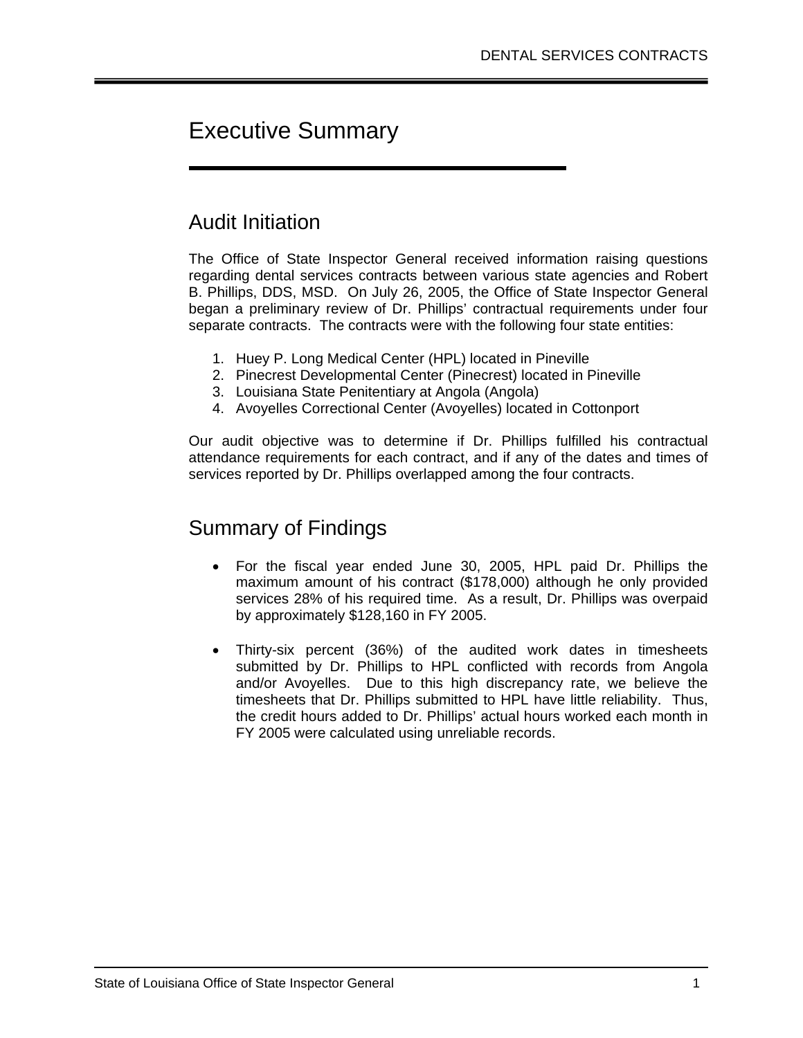# Executive Summary

## Audit Initiation

The Office of State Inspector General received information raising questions regarding dental services contracts between various state agencies and Robert B. Phillips, DDS, MSD. On July 26, 2005, the Office of State Inspector General began a preliminary review of Dr. Phillips' contractual requirements under four separate contracts. The contracts were with the following four state entities:

1. Huey P. Long Medical Center (HPL) located in Pineville
2. Pinecrest Developmental Center (Pinecrest) located in Pineville
3. Louisiana State Penitentiary at Angola (Angola)
4. Avoyelles Correctional Center (Avoyelles) located in Cottonport

Our audit objective was to determine if Dr. Phillips fulfilled his contractual attendance requirements for each contract, and if any of the dates and times of services reported by Dr. Phillips overlapped among the four contracts.

## Summary of Findings

- For the fiscal year ended June 30, 2005, HPL paid Dr. Phillips the maximum amount of his contract ($178,000) although he only provided services 28% of his required time. As a result, Dr. Phillips was overpaid by approximately $128,160 in FY 2005.

- Thirty-six percent (36%) of the audited work dates in timesheets submitted by Dr. Phillips to HPL conflicted with records from Angola and/or Avoyelles. Due to this high discrepancy rate, we believe the timesheets that Dr. Phillips submitted to HPL have little reliability. Thus, the credit hours added to Dr. Phillips' actual hours worked each month in FY 2005 were calculated using unreliable records.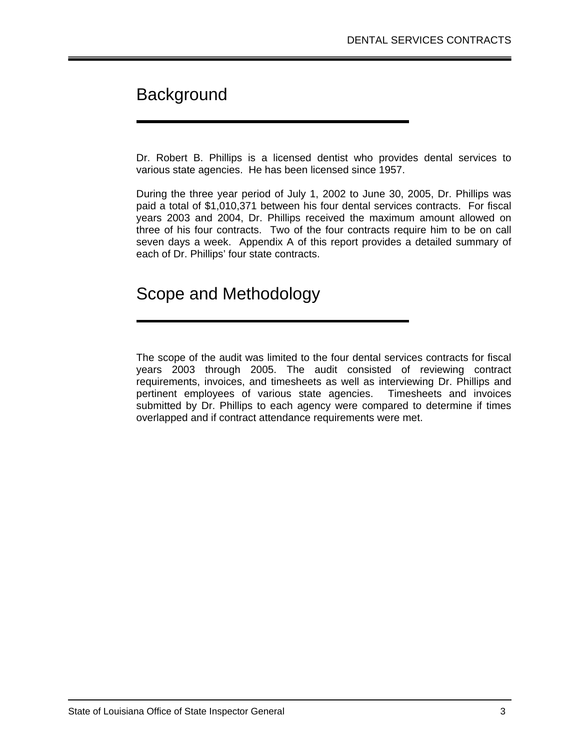## Background

Dr. Robert B. Phillips is a licensed dentist who provides dental services to various state agencies. He has been licensed since 1957.

During the three year period of July 1, 2002 to June 30, 2005, Dr. Phillips was paid a total of $1,010,371 between his four dental services contracts. For fiscal years 2003 and 2004, Dr. Phillips received the maximum amount allowed on three of his four contracts. Two of the four contracts require him to be on call seven days a week. Appendix A of this report provides a detailed summary of each of Dr. Phillips' four state contracts.

## Scope and Methodology

The scope of the audit was limited to the four dental services contracts for fiscal years 2003 through 2005. The audit consisted of reviewing contract requirements, invoices, and timesheets as well as interviewing Dr. Phillips and pertinent employees of various state agencies. Timesheets and invoices submitted by Dr. Phillips to each agency were compared to determine if times overlapped and if contract attendance requirements were met.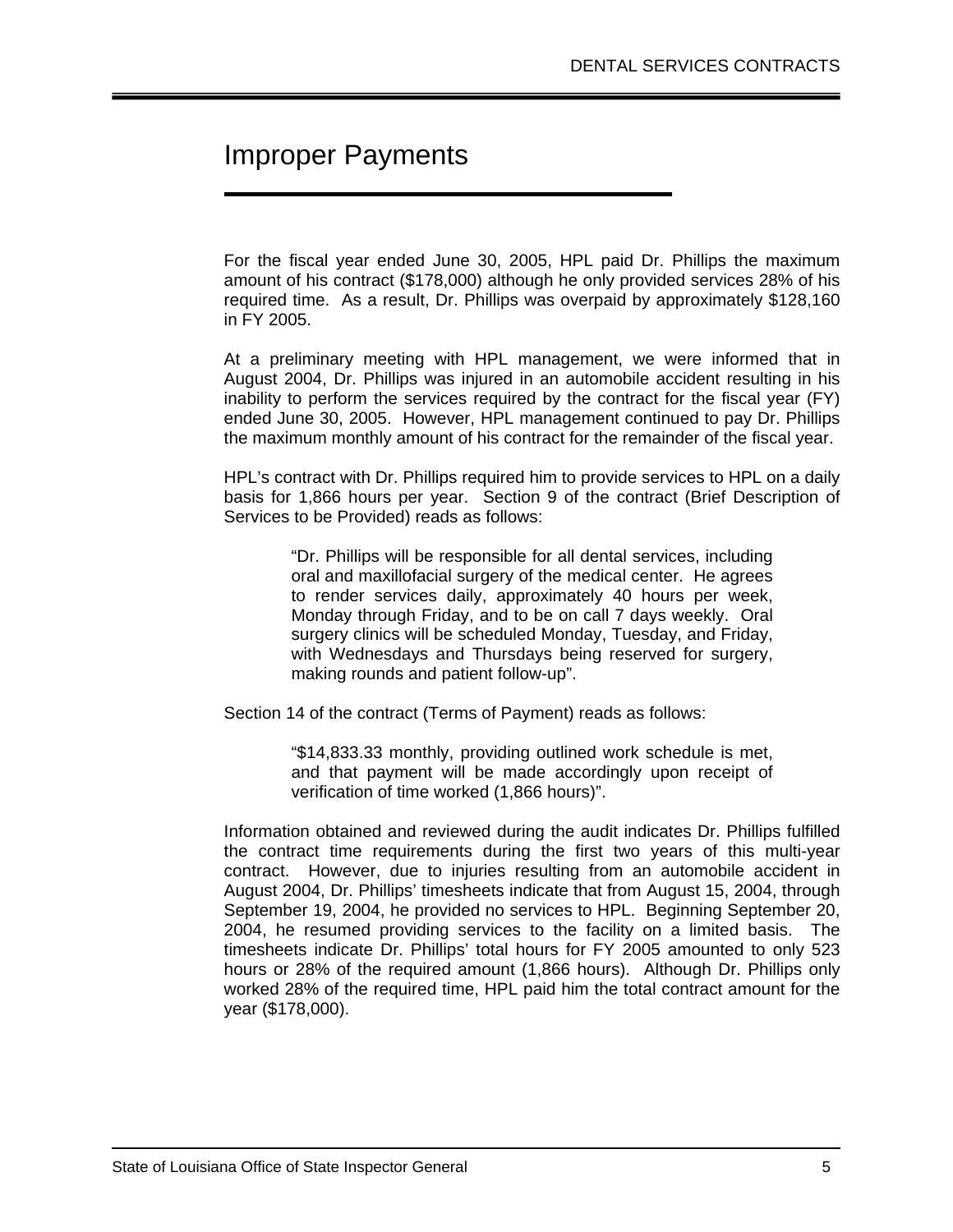# Improper Payments

For the fiscal year ended June 30, 2005, HPL paid Dr. Phillips the maximum amount of his contract ($178,000) although he only provided services 28% of his required time. As a result, Dr. Phillips was overpaid by approximately $128,160 in FY 2005.

At a preliminary meeting with HPL management, we were informed that in August 2004, Dr. Phillips was injured in an automobile accident resulting in his inability to perform the services required by the contract for the fiscal year (FY) ended June 30, 2005. However, HPL management continued to pay Dr. Phillips the maximum monthly amount of his contract for the remainder of the fiscal year.

HPL's contract with Dr. Phillips required him to provide services to HPL on a daily basis for 1,866 hours per year. Section 9 of the contract (Brief Description of Services to be Provided) reads as follows:

> "Dr. Phillips will be responsible for all dental services, including oral and maxillofacial surgery of the medical center. He agrees to render services daily, approximately 40 hours per week, Monday through Friday, and to be on call 7 days weekly. Oral surgery clinics will be scheduled Monday, Tuesday, and Friday, with Wednesdays and Thursdays being reserved for surgery, making rounds and patient follow-up".

Section 14 of the contract (Terms of Payment) reads as follows:

> "$14,833.33 monthly, providing outlined work schedule is met, and that payment will be made accordingly upon receipt of verification of time worked (1,866 hours)".

Information obtained and reviewed during the audit indicates Dr. Phillips fulfilled the contract time requirements during the first two years of this multi-year contract. However, due to injuries resulting from an automobile accident in August 2004, Dr. Phillips' timesheets indicate that from August 15, 2004, through September 19, 2004, he provided no services to HPL. Beginning September 20, 2004, he resumed providing services to the facility on a limited basis. The timesheets indicate Dr. Phillips' total hours for FY 2005 amounted to only 523 hours or 28% of the required amount (1,866 hours). Although Dr. Phillips only worked 28% of the required time, HPL paid him the total contract amount for the year ($178,000).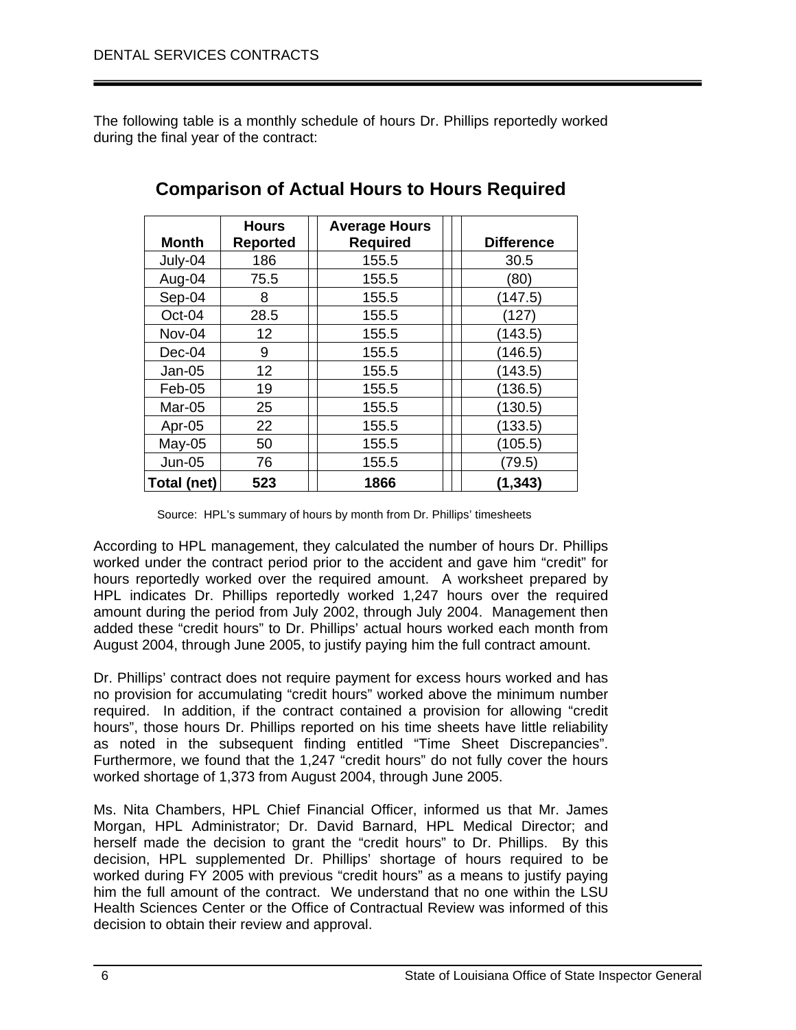The following table is a monthly schedule of hours Dr. Phillips reportedly worked during the final year of the contract:

## Comparison of Actual Hours to Hours Required

| Month | Hours Reported | Average Hours Required | Difference |
|---|---|---|---|
| July-04 | 186 | 155.5 | 30.5 |
| Aug-04 | 75.5 | 155.5 | (80) |
| Sep-04 | 8 | 155.5 | (147.5) |
| Oct-04 | 28.5 | 155.5 | (127) |
| Nov-04 | 12 | 155.5 | (143.5) |
| Dec-04 | 9 | 155.5 | (146.5) |
| Jan-05 | 12 | 155.5 | (143.5) |
| Feb-05 | 19 | 155.5 | (136.5) |
| Mar-05 | 25 | 155.5 | (130.5) |
| Apr-05 | 22 | 155.5 | (133.5) |
| May-05 | 50 | 155.5 | (105.5) |
| Jun-05 | 76 | 155.5 | (79.5) |
| **Total (net)** | **523** | **1866** | **(1,343)** |

Source: HPL's summary of hours by month from Dr. Phillips' timesheets

According to HPL management, they calculated the number of hours Dr. Phillips worked under the contract period prior to the accident and gave him "credit" for hours reportedly worked over the required amount. A worksheet prepared by HPL indicates Dr. Phillips reportedly worked 1,247 hours over the required amount during the period from July 2002, through July 2004. Management then added these "credit hours" to Dr. Phillips' actual hours worked each month from August 2004, through June 2005, to justify paying him the full contract amount.

Dr. Phillips' contract does not require payment for excess hours worked and has no provision for accumulating "credit hours" worked above the minimum number required. In addition, if the contract contained a provision for allowing "credit hours", those hours Dr. Phillips reported on his time sheets have little reliability as noted in the subsequent finding entitled "Time Sheet Discrepancies". Furthermore, we found that the 1,247 "credit hours" do not fully cover the hours worked shortage of 1,373 from August 2004, through June 2005.

Ms. Nita Chambers, HPL Chief Financial Officer, informed us that Mr. James Morgan, HPL Administrator; Dr. David Barnard, HPL Medical Director; and herself made the decision to grant the "credit hours" to Dr. Phillips. By this decision, HPL supplemented Dr. Phillips' shortage of hours required to be worked during FY 2005 with previous "credit hours" as a means to justify paying him the full amount of the contract. We understand that no one within the LSU Health Sciences Center or the Office of Contractual Review was informed of this decision to obtain their review and approval.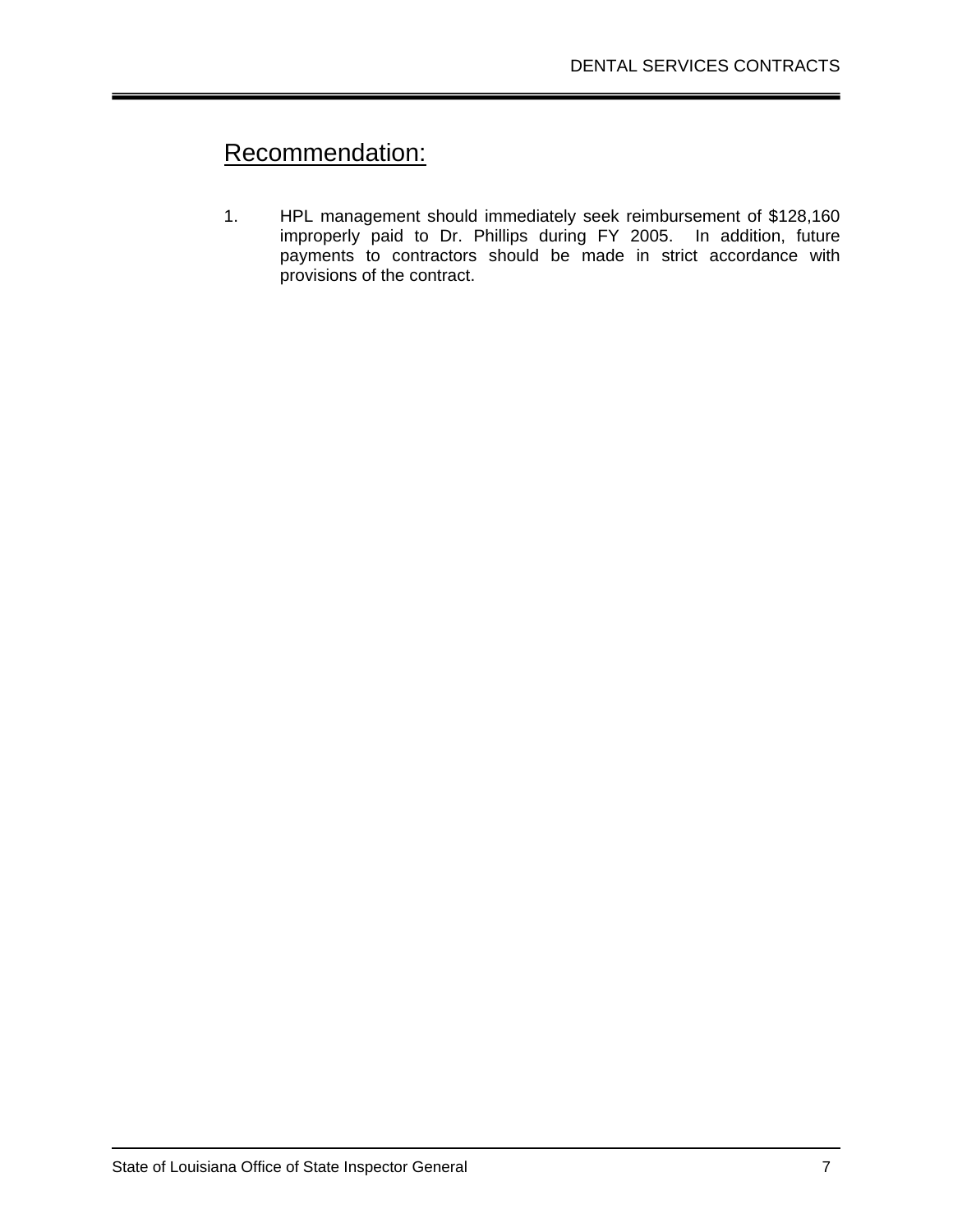## Recommendation:

1. HPL management should immediately seek reimbursement of $128,160 improperly paid to Dr. Phillips during FY 2005. In addition, future payments to contractors should be made in strict accordance with provisions of the contract.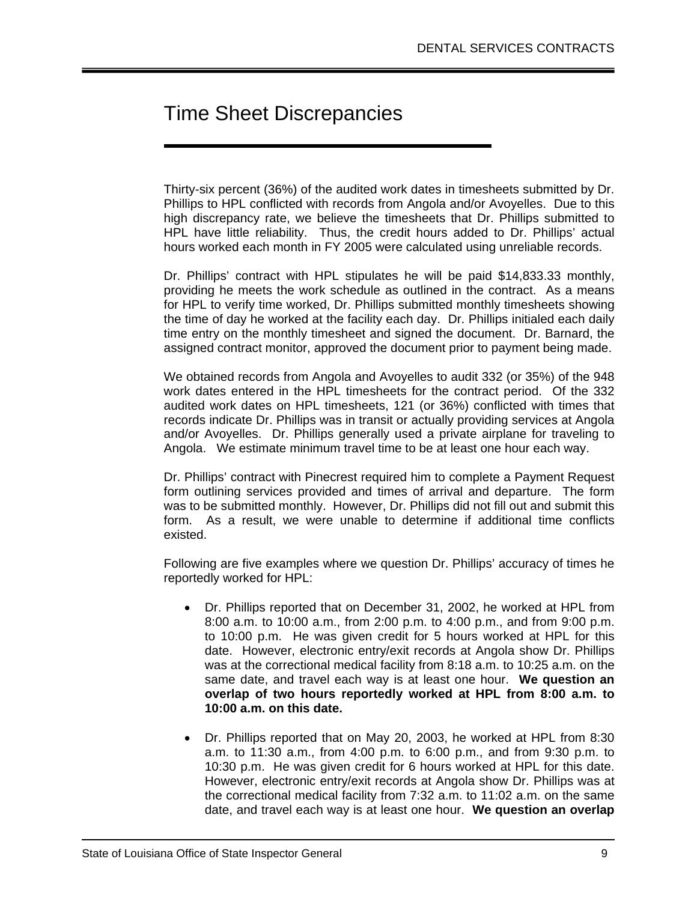# Time Sheet Discrepancies

Thirty-six percent (36%) of the audited work dates in timesheets submitted by Dr. Phillips to HPL conflicted with records from Angola and/or Avoyelles. Due to this high discrepancy rate, we believe the timesheets that Dr. Phillips submitted to HPL have little reliability. Thus, the credit hours added to Dr. Phillips' actual hours worked each month in FY 2005 were calculated using unreliable records.

Dr. Phillips' contract with HPL stipulates he will be paid $14,833.33 monthly, providing he meets the work schedule as outlined in the contract. As a means for HPL to verify time worked, Dr. Phillips submitted monthly timesheets showing the time of day he worked at the facility each day. Dr. Phillips initialed each daily time entry on the monthly timesheet and signed the document. Dr. Barnard, the assigned contract monitor, approved the document prior to payment being made.

We obtained records from Angola and Avoyelles to audit 332 (or 35%) of the 948 work dates entered in the HPL timesheets for the contract period. Of the 332 audited work dates on HPL timesheets, 121 (or 36%) conflicted with times that records indicate Dr. Phillips was in transit or actually providing services at Angola and/or Avoyelles. Dr. Phillips generally used a private airplane for traveling to Angola. We estimate minimum travel time to be at least one hour each way.

Dr. Phillips' contract with Pinecrest required him to complete a Payment Request form outlining services provided and times of arrival and departure. The form was to be submitted monthly. However, Dr. Phillips did not fill out and submit this form. As a result, we were unable to determine if additional time conflicts existed.

Following are five examples where we question Dr. Phillips' accuracy of times he reportedly worked for HPL:

- Dr. Phillips reported that on December 31, 2002, he worked at HPL from 8:00 a.m. to 10:00 a.m., from 2:00 p.m. to 4:00 p.m., and from 9:00 p.m. to 10:00 p.m. He was given credit for 5 hours worked at HPL for this date. However, electronic entry/exit records at Angola show Dr. Phillips was at the correctional medical facility from 8:18 a.m. to 10:25 a.m. on the same date, and travel each way is at least one hour. **We question an overlap of two hours reportedly worked at HPL from 8:00 a.m. to 10:00 a.m. on this date.**

- Dr. Phillips reported that on May 20, 2003, he worked at HPL from 8:30 a.m. to 11:30 a.m., from 4:00 p.m. to 6:00 p.m., and from 9:30 p.m. to 10:30 p.m. He was given credit for 6 hours worked at HPL for this date. However, electronic entry/exit records at Angola show Dr. Phillips was at the correctional medical facility from 7:32 a.m. to 11:02 a.m. on the same date, and travel each way is at least one hour. **We question an overlap**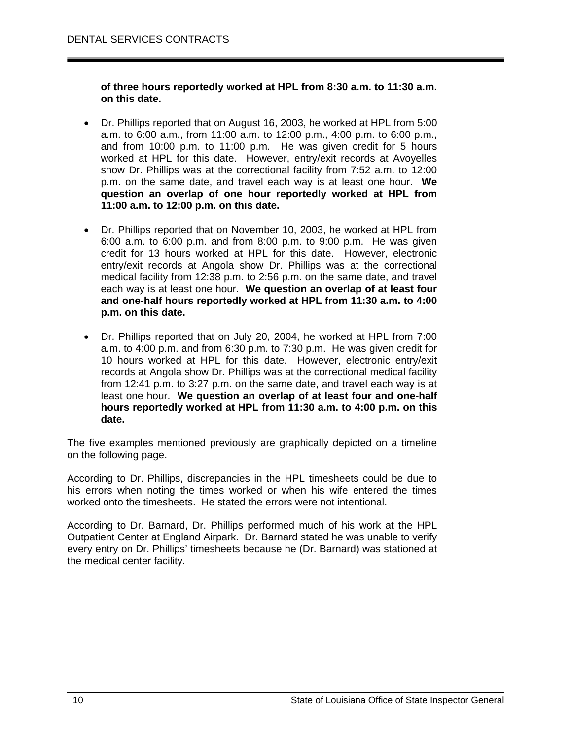**of three hours reportedly worked at HPL from 8:30 a.m. to 11:30 a.m. on this date.**

- Dr. Phillips reported that on August 16, 2003, he worked at HPL from 5:00 a.m. to 6:00 a.m., from 11:00 a.m. to 12:00 p.m., 4:00 p.m. to 6:00 p.m., and from 10:00 p.m. to 11:00 p.m. He was given credit for 5 hours worked at HPL for this date. However, entry/exit records at Avoyelles show Dr. Phillips was at the correctional facility from 7:52 a.m. to 12:00 p.m. on the same date, and travel each way is at least one hour. **We question an overlap of one hour reportedly worked at HPL from 11:00 a.m. to 12:00 p.m. on this date.**

- Dr. Phillips reported that on November 10, 2003, he worked at HPL from 6:00 a.m. to 6:00 p.m. and from 8:00 p.m. to 9:00 p.m. He was given credit for 13 hours worked at HPL for this date. However, electronic entry/exit records at Angola show Dr. Phillips was at the correctional medical facility from 12:38 p.m. to 2:56 p.m. on the same date, and travel each way is at least one hour. **We question an overlap of at least four and one-half hours reportedly worked at HPL from 11:30 a.m. to 4:00 p.m. on this date.**

- Dr. Phillips reported that on July 20, 2004, he worked at HPL from 7:00 a.m. to 4:00 p.m. and from 6:30 p.m. to 7:30 p.m. He was given credit for 10 hours worked at HPL for this date. However, electronic entry/exit records at Angola show Dr. Phillips was at the correctional medical facility from 12:41 p.m. to 3:27 p.m. on the same date, and travel each way is at least one hour. **We question an overlap of at least four and one-half hours reportedly worked at HPL from 11:30 a.m. to 4:00 p.m. on this date.**

The five examples mentioned previously are graphically depicted on a timeline on the following page.

According to Dr. Phillips, discrepancies in the HPL timesheets could be due to his errors when noting the times worked or when his wife entered the times worked onto the timesheets. He stated the errors were not intentional.

According to Dr. Barnard, Dr. Phillips performed much of his work at the HPL Outpatient Center at England Airpark. Dr. Barnard stated he was unable to verify every entry on Dr. Phillips' timesheets because he (Dr. Barnard) was stationed at the medical center facility.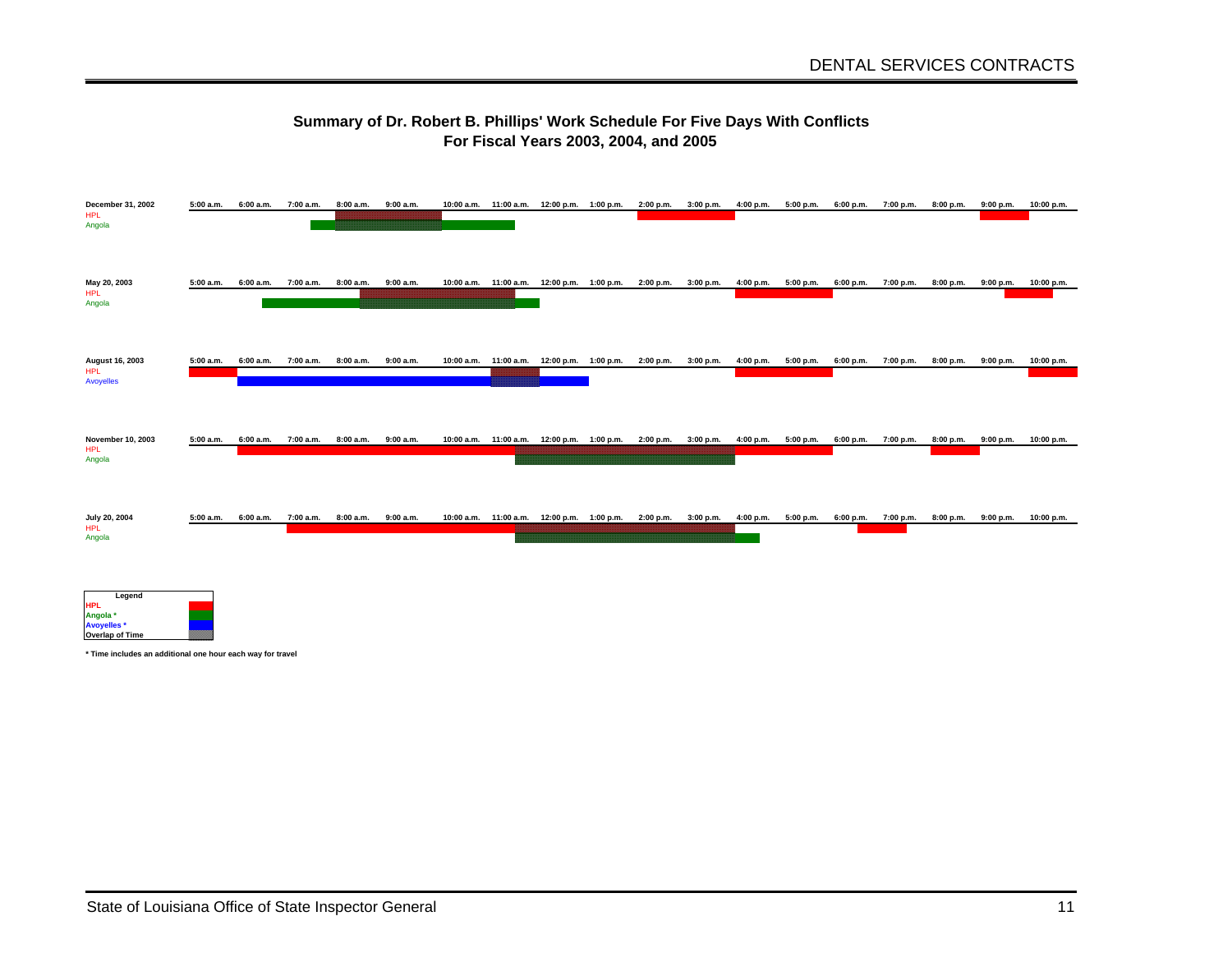## Summary of Dr. Robert B. Phillips' Work Schedule For Five Days With Conflicts For Fiscal Years 2003, 2004, and 2005

**December 31, 2002**

| | 5:00 a.m. | 6:00 a.m. | 7:00 a.m. | 8:00 a.m. | 9:00 a.m. | 10:00 a.m. | 11:00 a.m. | 12:00 p.m. | 1:00 p.m. | 2:00 p.m. | 3:00 p.m. | 4:00 p.m. | 5:00 p.m. | 6:00 p.m. | 7:00 p.m. | 8:00 p.m. | 9:00 p.m. | 10:00 p.m. |
|---|---|---|---|---|---|---|---|---|---|---|---|---|---|---|---|---|---|---|
| HPL | | | | | | | | | | | | | | | | | | |
| Angola | | | | | | | | | | | | | | | | | | |

**May 20, 2003**

| | 5:00 a.m. | 6:00 a.m. | 7:00 a.m. | 8:00 a.m. | 9:00 a.m. | 10:00 a.m. | 11:00 a.m. | 12:00 p.m. | 1:00 p.m. | 2:00 p.m. | 3:00 p.m. | 4:00 p.m. | 5:00 p.m. | 6:00 p.m. | 7:00 p.m. | 8:00 p.m. | 9:00 p.m. | 10:00 p.m. |
|---|---|---|---|---|---|---|---|---|---|---|---|---|---|---|---|---|---|---|
| HPL | | | | | | | | | | | | | | | | | | |
| Angola | | | | | | | | | | | | | | | | | | |

**August 16, 2003**

| | 5:00 a.m. | 6:00 a.m. | 7:00 a.m. | 8:00 a.m. | 9:00 a.m. | 10:00 a.m. | 11:00 a.m. | 12:00 p.m. | 1:00 p.m. | 2:00 p.m. | 3:00 p.m. | 4:00 p.m. | 5:00 p.m. | 6:00 p.m. | 7:00 p.m. | 8:00 p.m. | 9:00 p.m. | 10:00 p.m. |
|---|---|---|---|---|---|---|---|---|---|---|---|---|---|---|---|---|---|---|
| HPL | | | | | | | | | | | | | | | | | | |
| Avoyelles | | | | | | | | | | | | | | | | | | |

**November 10, 2003**

| | 5:00 a.m. | 6:00 a.m. | 7:00 a.m. | 8:00 a.m. | 9:00 a.m. | 10:00 a.m. | 11:00 a.m. | 12:00 p.m. | 1:00 p.m. | 2:00 p.m. | 3:00 p.m. | 4:00 p.m. | 5:00 p.m. | 6:00 p.m. | 7:00 p.m. | 8:00 p.m. | 9:00 p.m. | 10:00 p.m. |
|---|---|---|---|---|---|---|---|---|---|---|---|---|---|---|---|---|---|---|
| HPL | | | | | | | | | | | | | | | | | | |
| Angola | | | | | | | | | | | | | | | | | | |

**July 20, 2004**

| | 5:00 a.m. | 6:00 a.m. | 7:00 a.m. | 8:00 a.m. | 9:00 a.m. | 10:00 a.m. | 11:00 a.m. | 12:00 p.m. | 1:00 p.m. | 2:00 p.m. | 3:00 p.m. | 4:00 p.m. | 5:00 p.m. | 6:00 p.m. | 7:00 p.m. | 8:00 p.m. | 9:00 p.m. | 10:00 p.m. |
|---|---|---|---|---|---|---|---|---|---|---|---|---|---|---|---|---|---|---|
| HPL | | | | | | | | | | | | | | | | | | |
| Angola | | | | | | | | | | | | | | | | | | |

**Legend**
- HPL
- Angola *
- Avoyelles *
- Overlap of Time

* Time includes an additional one hour each way for travel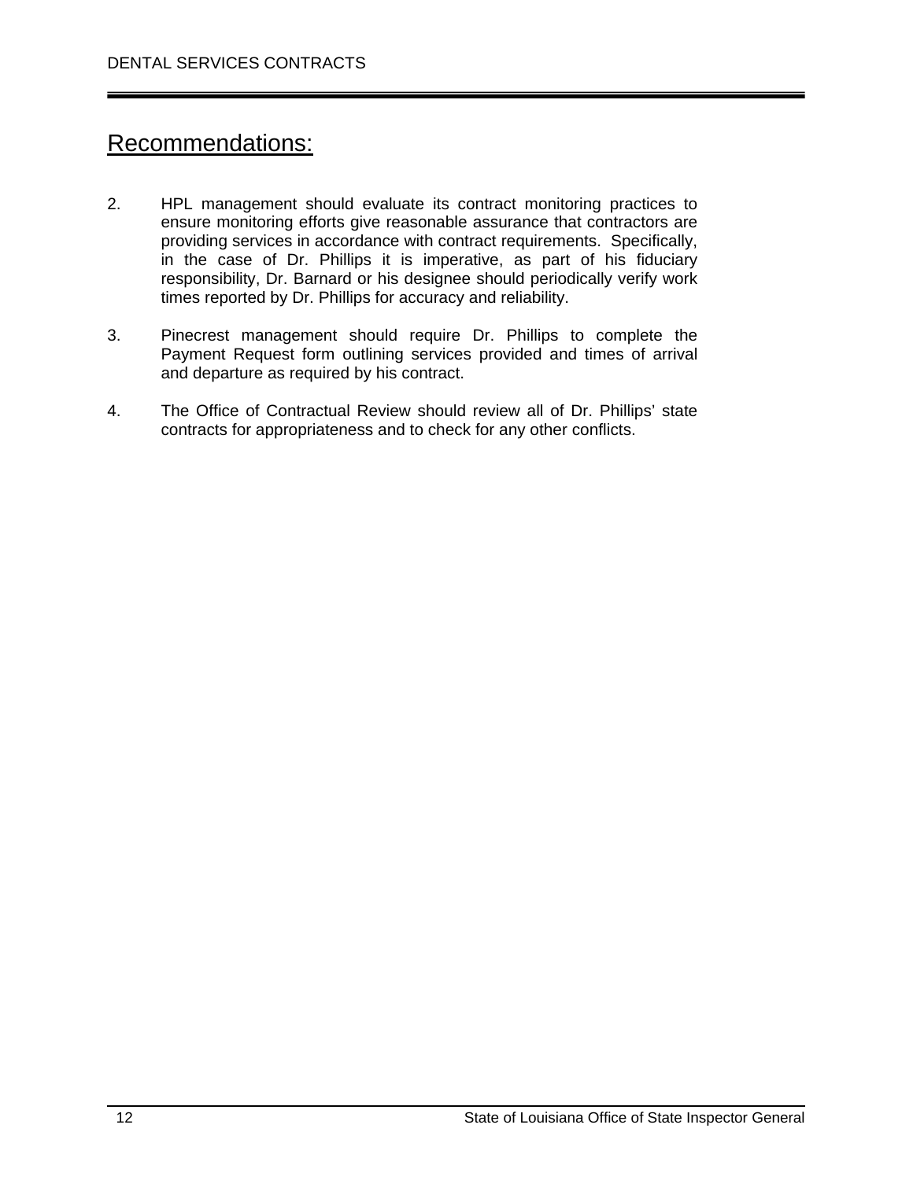## Recommendations:

2. HPL management should evaluate its contract monitoring practices to ensure monitoring efforts give reasonable assurance that contractors are providing services in accordance with contract requirements. Specifically, in the case of Dr. Phillips it is imperative, as part of his fiduciary responsibility, Dr. Barnard or his designee should periodically verify work times reported by Dr. Phillips for accuracy and reliability.

3. Pinecrest management should require Dr. Phillips to complete the Payment Request form outlining services provided and times of arrival and departure as required by his contract.

4. The Office of Contractual Review should review all of Dr. Phillips' state contracts for appropriateness and to check for any other conflicts.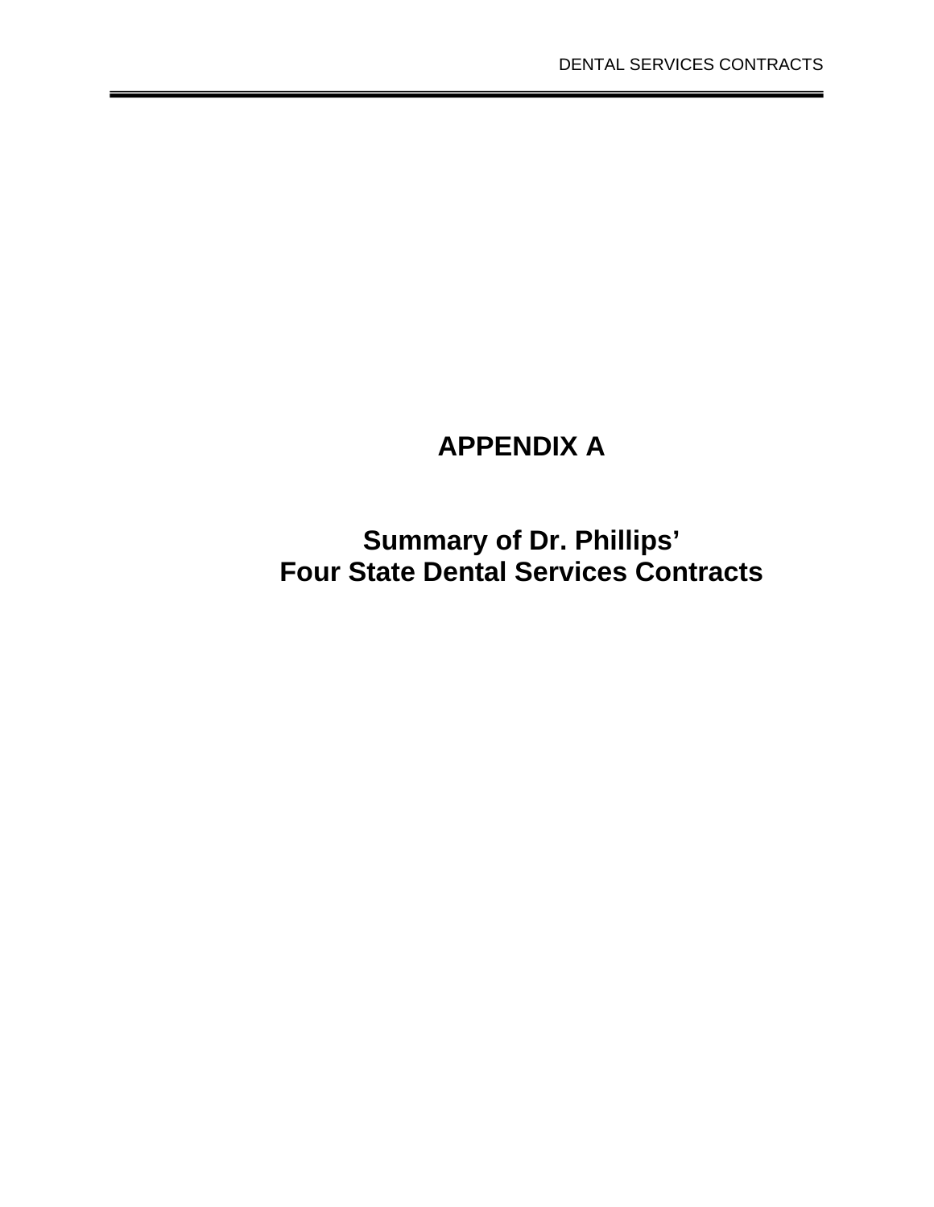# APPENDIX A

## Summary of Dr. Phillips' Four State Dental Services Contracts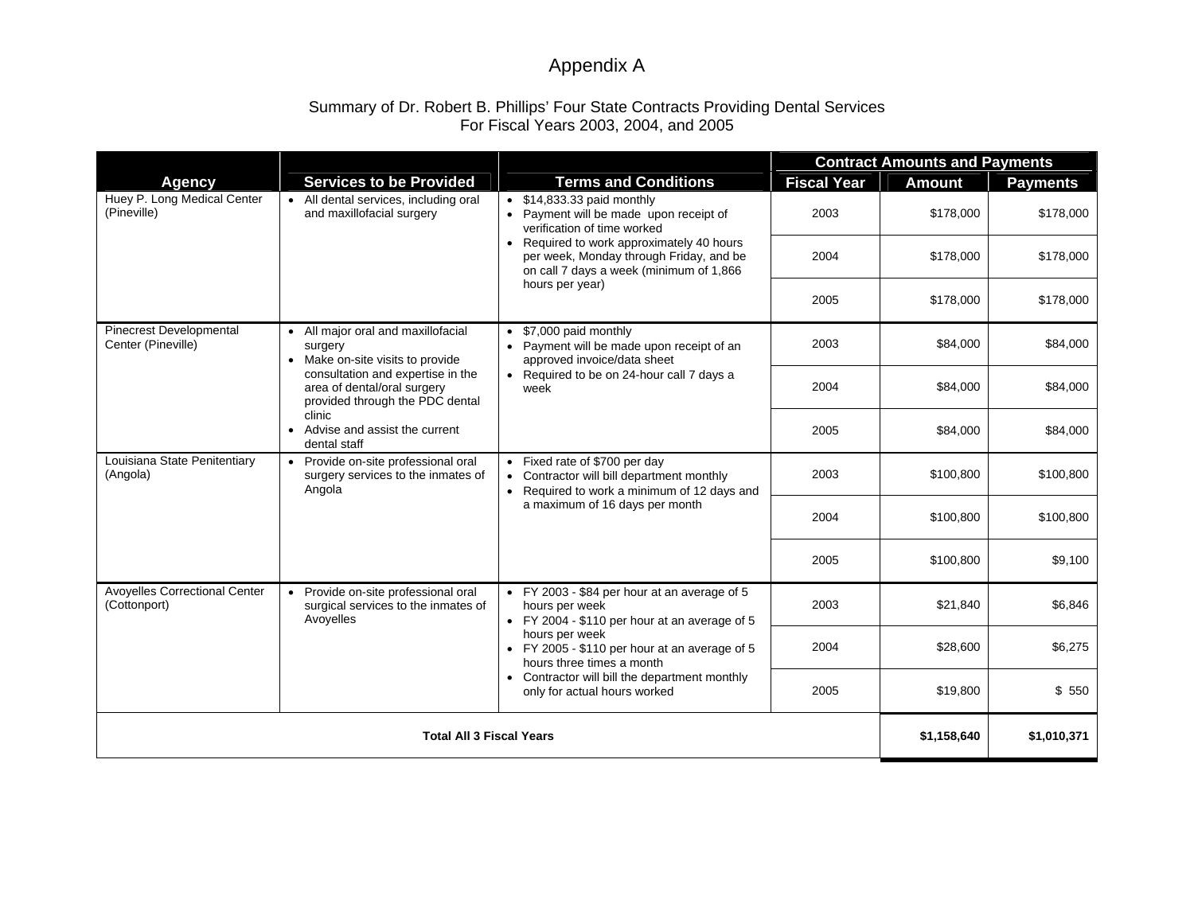# Appendix A

Summary of Dr. Robert B. Phillips' Four State Contracts Providing Dental Services
For Fiscal Years 2003, 2004, and 2005

| Agency | Services to be Provided | Terms and Conditions | Contract Amounts and Payments | | |
|---|---|---|---|---|---|
| | | | **Fiscal Year** | **Amount** | **Payments** |
| Huey P. Long Medical Center (Pineville) | • All dental services, including oral and maxillofacial surgery | • $14,833.33 paid monthly<br>• Payment will be made upon receipt of verification of time worked<br>• Required to work approximately 40 hours per week, Monday through Friday, and be on call 7 days a week (minimum of 1,866 hours per year) | 2003 | $178,000 | $178,000 |
| | | | 2004 | $178,000 | $178,000 |
| | | | 2005 | $178,000 | $178,000 |
| Pinecrest Developmental Center (Pineville) | • All major oral and maxillofacial surgery<br>• Make on-site visits to provide consultation and expertise in the area of dental/oral surgery provided through the PDC dental clinic<br>• Advise and assist the current dental staff | • $7,000 paid monthly<br>• Payment will be made upon receipt of an approved invoice/data sheet<br>• Required to be on 24-hour call 7 days a week | 2003 | $84,000 | $84,000 |
| | | | 2004 | $84,000 | $84,000 |
| | | | 2005 | $84,000 | $84,000 |
| Louisiana State Penitentiary (Angola) | • Provide on-site professional oral surgery services to the inmates of Angola | • Fixed rate of $700 per day<br>• Contractor will bill department monthly<br>• Required to work a minimum of 12 days and a maximum of 16 days per month | 2003 | $100,800 | $100,800 |
| | | | 2004 | $100,800 | $100,800 |
| | | | 2005 | $100,800 | $9,100 |
| Avoyelles Correctional Center (Cottonport) | • Provide on-site professional oral surgical services to the inmates of Avoyelles | • FY 2003 - $84 per hour at an average of 5 hours per week<br>• FY 2004 - $110 per hour at an average of 5 hours per week<br>• FY 2005 - $110 per hour at an average of 5 hours three times a month<br>• Contractor will bill the department monthly only for actual hours worked | 2003 | $21,840 | $6,846 |
| | | | 2004 | $28,600 | $6,275 |
| | | | 2005 | $19,800 | $ 550 |
| **Total All 3 Fiscal Years** | | | | **$1,158,640** | **$1,010,371** |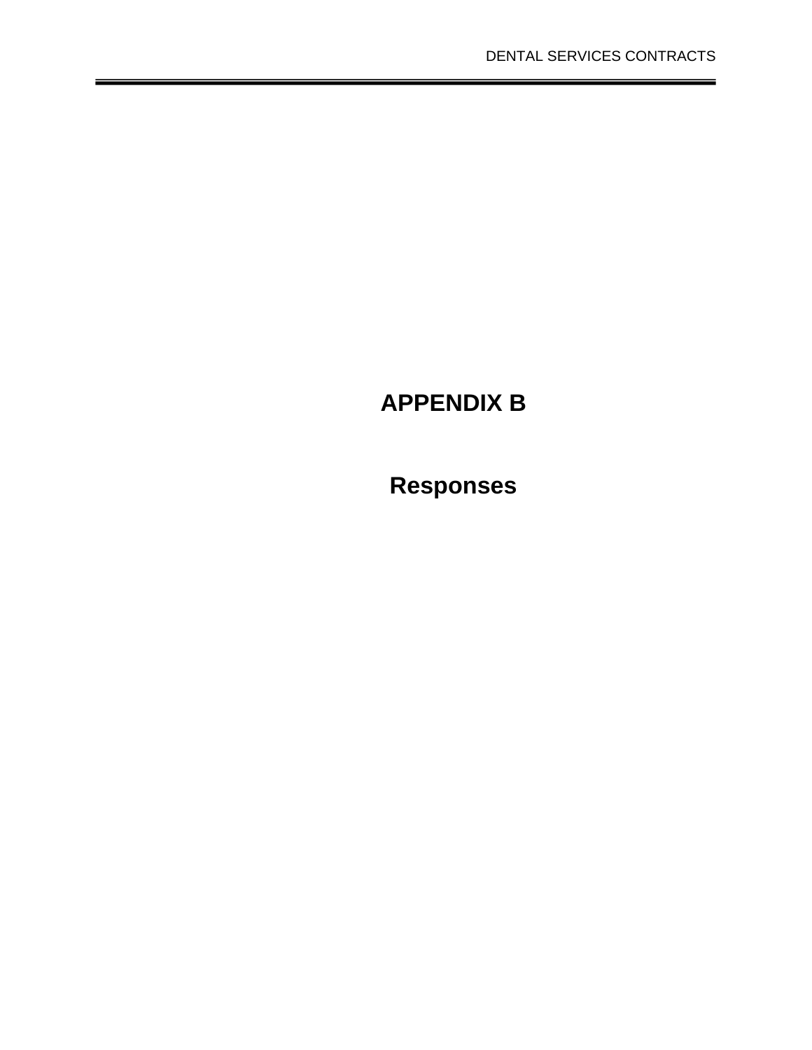# APPENDIX B

## Responses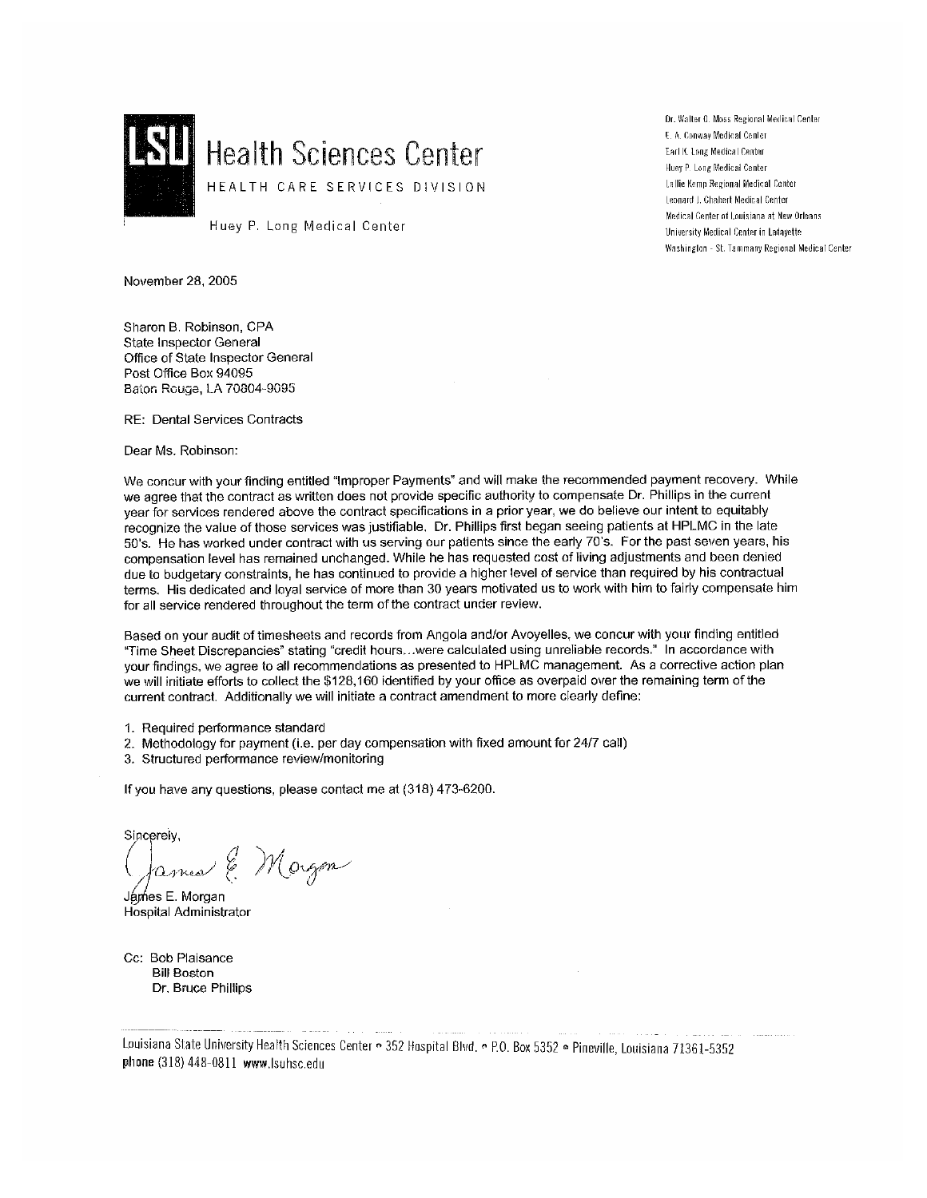**LSU Health Sciences Center**
HEALTH CARE SERVICES DIVISION
Huey P. Long Medical Center

Dr. Walter O. Moss Regional Medical Center
E. A. Conway Medical Center
Earl K. Long Medical Center
Huey P. Long Medical Center
Lallie Kemp Regional Medical Center
Leonard J. Chabert Medical Center
Medical Center of Louisiana at New Orleans
University Medical Center in Lafayette
Washington - St. Tammany Regional Medical Center

November 28, 2005

Sharon B. Robinson, CPA
State Inspector General
Office of State Inspector General
Post Office Box 94095
Baton Rouge, LA 70804-9095

RE: Dental Services Contracts

Dear Ms. Robinson:

We concur with your finding entitled "Improper Payments" and will make the recommended payment recovery. While we agree that the contract as written does not provide specific authority to compensate Dr. Phillips in the current year for services rendered above the contract specifications in a prior year, we do believe our intent to equitably recognize the value of those services was justifiable. Dr. Phillips first began seeing patients at HPLMC in the late 50's. He has worked under contract with us serving our patients since the early 70's. For the past seven years, his compensation level has remained unchanged. While he has requested cost of living adjustments and been denied due to budgetary constraints, he has continued to provide a higher level of service than required by his contractual terms. His dedicated and loyal service of more than 30 years motivated us to work with him to fairly compensate him for all service rendered throughout the term of the contract under review.

Based on your audit of timesheets and records from Angola and/or Avoyelles, we concur with your finding entitled "Time Sheet Discrepancies" stating "credit hours…were calculated using unreliable records." In accordance with your findings, we agree to all recommendations as presented to HPLMC management. As a corrective action plan we will initiate efforts to collect the $128,160 identified by your office as overpaid over the remaining term of the current contract. Additionally we will initiate a contract amendment to more clearly define:

1. Required performance standard
2. Methodology for payment (i.e. per day compensation with fixed amount for 24/7 call)
3. Structured performance review/monitoring

If you have any questions, please contact me at (318) 473-6200.

Sincerely,

James E. Morgan
Hospital Administrator

Cc: Bob Plaisance
Bill Boston
Dr. Bruce Phillips

Louisiana State University Health Sciences Center • 352 Hospital Blvd. • P.O. Box 5352 • Pineville, Louisiana 71361-5352
phone (318) 448-0811 www.lsuhsc.edu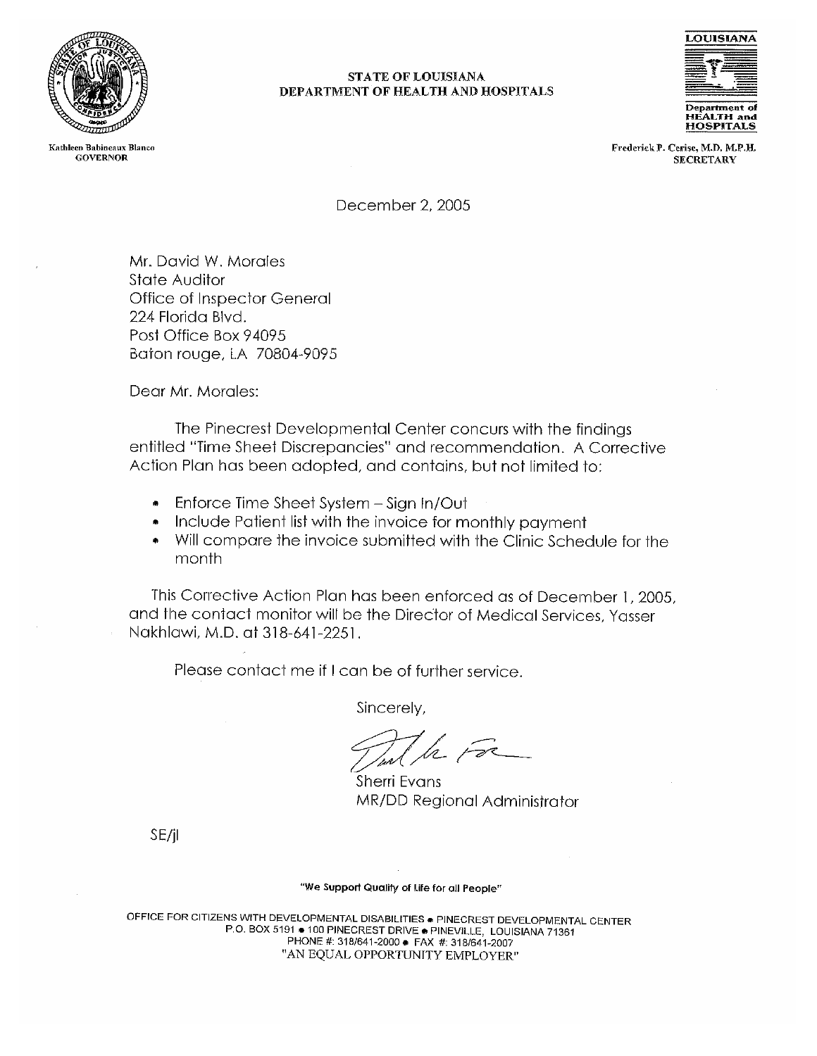**STATE OF LOUISIANA**
**DEPARTMENT OF HEALTH AND HOSPITALS**

Kathleen Babineaux Blanco
GOVERNOR

Frederick P. Cerise, M.D. M.P.H.
SECRETARY

December 2, 2005

Mr. David W. Morales
State Auditor
Office of Inspector General
224 Florida Blvd.
Post Office Box 94095
Baton rouge, LA 70804-9095

Dear Mr. Morales:

The Pinecrest Developmental Center concurs with the findings entitled "Time Sheet Discrepancies" and recommendation. A Corrective Action Plan has been adopted, and contains, but not limited to:

- Enforce Time Sheet System – Sign In/Out
- Include Patient list with the invoice for monthly payment
- Will compare the invoice submitted with the Clinic Schedule for the month

This Corrective Action Plan has been enforced as of December 1, 2005, and the contact monitor will be the Director of Medical Services, Yasser Nakhlawi, M.D. at 318-641-2251.

Please contact me if I can be of further service.

Sincerely,

Sherri Evans
MR/DD Regional Administrator

SE/jl

"We Support Quality of Life for all People"

OFFICE FOR CITIZENS WITH DEVELOPMENTAL DISABILITIES • PINECREST DEVELOPMENTAL CENTER
P.O. BOX 5191 • 100 PINECREST DRIVE • PINEVILLE, LOUISIANA 71361
PHONE #: 318/641-2000 • FAX #: 318/641-2007
"AN EQUAL OPPORTUNITY EMPLOYER"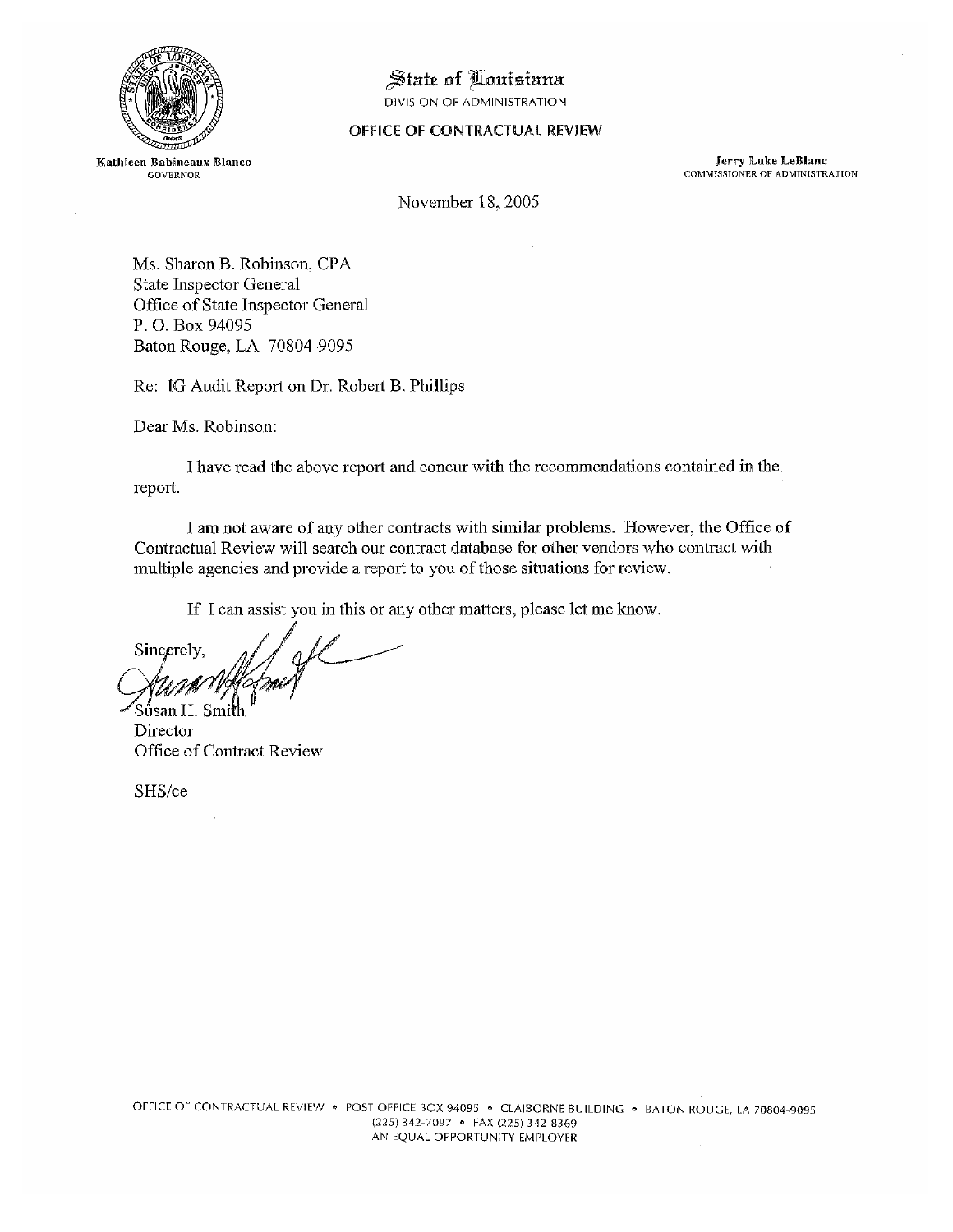State of Louisiana

DIVISION OF ADMINISTRATION

**OFFICE OF CONTRACTUAL REVIEW**

**Kathleen Babineaux Blanco**
GOVERNOR

**Jerry Luke LeBlanc**
COMMISSIONER OF ADMINISTRATION

November 18, 2005

Ms. Sharon B. Robinson, CPA
State Inspector General
Office of State Inspector General
P. O. Box 94095
Baton Rouge, LA 70804-9095

Re: IG Audit Report on Dr. Robert B. Phillips

Dear Ms. Robinson:

I have read the above report and concur with the recommendations contained in the report.

I am not aware of any other contracts with similar problems. However, the Office of Contractual Review will search our contract database for other vendors who contract with multiple agencies and provide a report to you of those situations for review.

If I can assist you in this or any other matters, please let me know.

Sincerely,

Susan H. Smith
Director
Office of Contract Review

SHS/ce

OFFICE OF CONTRACTUAL REVIEW • POST OFFICE BOX 94095 • CLAIBORNE BUILDING • BATON ROUGE, LA 70804-9095
(225) 342-7097 • FAX (225) 342-8369
AN EQUAL OPPORTUNITY EMPLOYER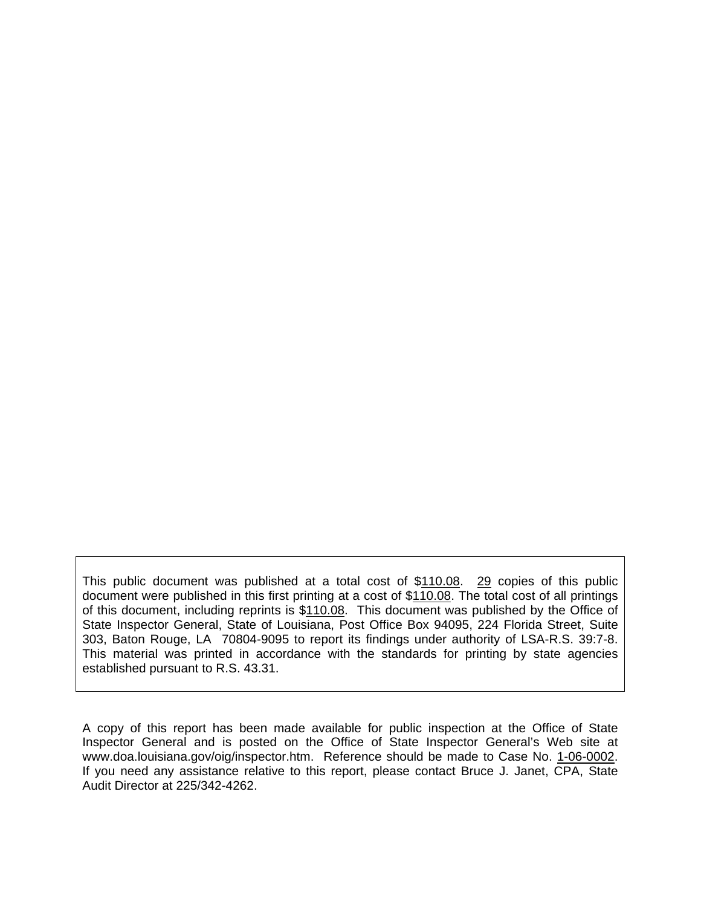This public document was published at a total cost of $110.08. 29 copies of this public document were published in this first printing at a cost of $110.08. The total cost of all printings of this document, including reprints is $110.08. This document was published by the Office of State Inspector General, State of Louisiana, Post Office Box 94095, 224 Florida Street, Suite 303, Baton Rouge, LA 70804-9095 to report its findings under authority of LSA-R.S. 39:7-8. This material was printed in accordance with the standards for printing by state agencies established pursuant to R.S. 43.31.

A copy of this report has been made available for public inspection at the Office of State Inspector General and is posted on the Office of State Inspector General's Web site at www.doa.louisiana.gov/oig/inspector.htm. Reference should be made to Case No. 1-06-0002. If you need any assistance relative to this report, please contact Bruce J. Janet, CPA, State Audit Director at 225/342-4262.